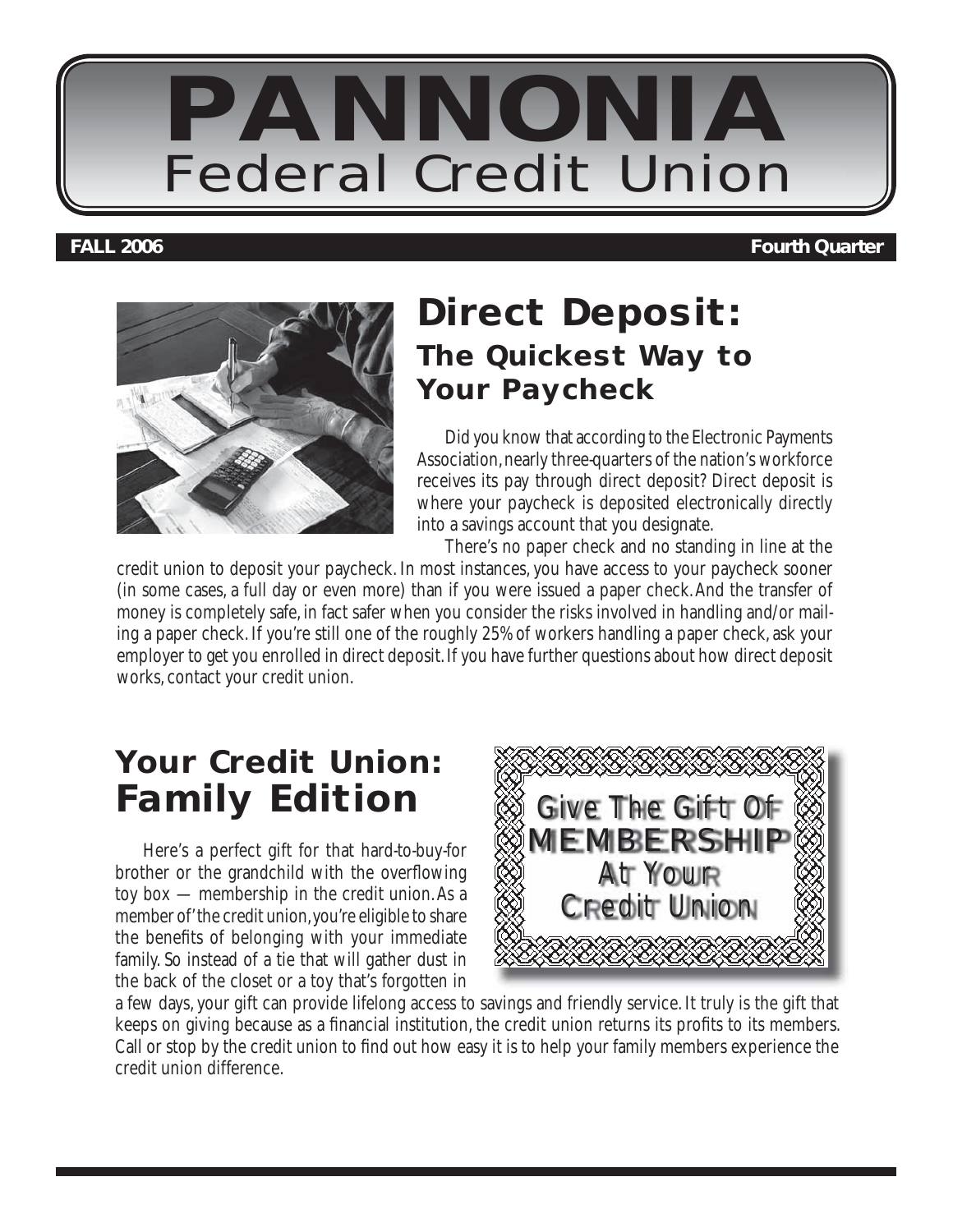# PANNONIA
## Federal Credit Union

**FALL 2006** **Fourth Quarter**

## Direct Deposit: The Quickest Way to Your Paycheck

Did you know that according to the Electronic Payments Association, nearly three-quarters of the nation's workforce receives its pay through direct deposit? Direct deposit is where your paycheck is deposited electronically directly into a savings account that you designate.

There's no paper check and no standing in line at the credit union to deposit your paycheck. In most instances, you have access to your paycheck sooner (in some cases, a full day or even more) than if you were issued a paper check. And the transfer of money is completely safe, in fact safer when you consider the risks involved in handling and/or mailing a paper check. If you're still one of the roughly 25% of workers handling a paper check, ask your employer to get you enrolled in direct deposit. If you have further questions about how direct deposit works, contact your credit union.

## Your Credit Union: Family Edition

Give The Gift Of MEMBERSHIP At Your Credit Union

Here's a perfect gift for that hard-to-buy-for brother or the grandchild with the overflowing toy box — membership in the credit union. As a member of'the credit union, you're eligible to share the benefits of belonging with your immediate family. So instead of a tie that will gather dust in the back of the closet or a toy that's forgotten in a few days, your gift can provide lifelong access to savings and friendly service. It truly is the gift that keeps on giving because as a financial institution, the credit union returns its profits to its members. Call or stop by the credit union to find out how easy it is to help your family members experience the credit union difference.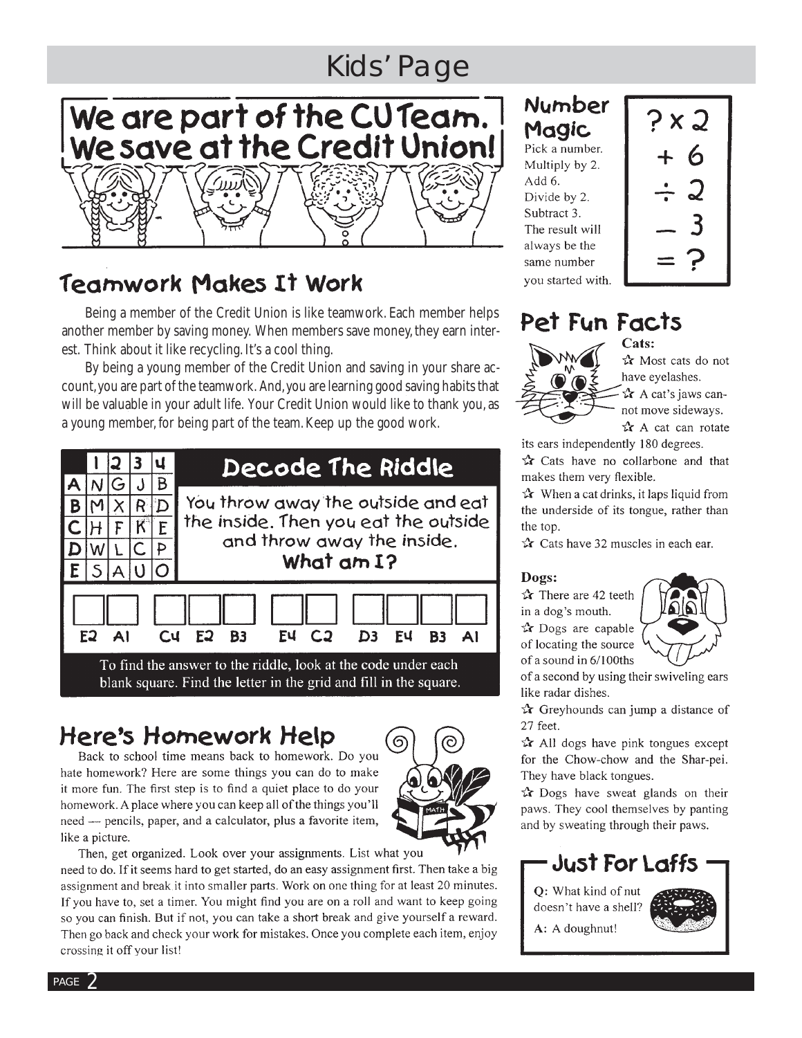# Kids' Page

## We are part of the CU Team. We save at the Credit Union!

## Teamwork Makes It Work

Being a member of the Credit Union is like teamwork. Each member helps another member by saving money. When members save money, they earn interest. Think about it like recycling. It's a cool thing.

By being a young member of the Credit Union and saving in your share account, you are part of the teamwork. And, you are learning good saving habits that will be valuable in your adult life. Your Credit Union would like to thank you, as a young member, for being part of the team. Keep up the good work.

## Decode The Riddle

| | 1 | 2 | 3 | 4 |
|---|---|---|---|---|
| A | N | G | J | B |
| B | M | X | R | D |
| C | H | F | K | E |
| D | W | L | C | P |
| E | S | A | U | O |

You throw away the outside and eat the inside. Then you eat the outside and throw away the inside. **What am I?**

☐☐ ☐☐☐ ☐☐ ☐☐☐☐

E2 A1 C4 E2 B3 E4 C2 D3 E4 B3 A1

To find the answer to the riddle, look at the code under each blank square. Find the letter in the grid and fill in the square.

## Here's Homework Help

Back to school time means back to homework. Do you hate homework? Here are some things you can do to make it more fun. The first step is to find a quiet place to do your homework. A place where you can keep all of the things you'll need — pencils, paper, and a calculator, plus a favorite item, like a picture.

Then, get organized. Look over your assignments. List what you need to do. If it seems hard to get started, do an easy assignment first. Then take a big assignment and break it into smaller parts. Work on one thing for at least 20 minutes. If you have to, set a timer. You might find you are on a roll and want to keep going so you can finish. But if not, you can take a short break and give yourself a reward. Then go back and check your work for mistakes. Once you complete each item, enjoy crossing it off your list!

## Number Magic

Pick a number.
Multiply by 2.
Add 6.
Divide by 2.
Subtract 3.
The result will always be the same number you started with.

$$? \times 2$$
$$+ 6$$
$$\div 2$$
$$- 3$$
$$= ?$$

## Pet Fun Facts

**Cats:**

- ☆ Most cats do not have eyelashes.
- ☆ A cat's jaws cannot move sideways.
- ☆ A cat can rotate its ears independently 180 degrees.
- ☆ Cats have no collarbone and that makes them very flexible.
- ☆ When a cat drinks, it laps liquid from the underside of its tongue, rather than the top.
- ☆ Cats have 32 muscles in each ear.

**Dogs:**

- ☆ There are 42 teeth in a dog's mouth.
- ☆ Dogs are capable of locating the source of a sound in 6/100ths of a second by using their swiveling ears like radar dishes.
- ☆ Greyhounds can jump a distance of 27 feet.
- ☆ All dogs have pink tongues except for the Chow-chow and the Shar-pei. They have black tongues.
- ☆ Dogs have sweat glands on their paws. They cool themselves by panting and by sweating through their paws.

## Just For Laffs

**Q:** What kind of nut doesn't have a shell?

**A:** A doughnut!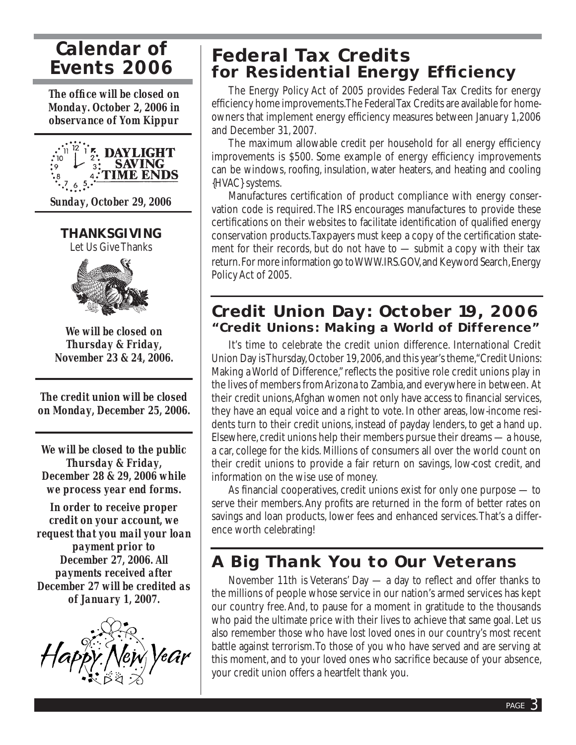## Calendar of Events 2006

**The office will be closed on Monday. October 2, 2006 in observance of Yom Kippur**

**DAYLIGHT SAVING TIME ENDS**

**Sunday, October 29, 2006**

**THANKSGIVING**

Let Us Give Thanks

**We will be closed on Thursday & Friday, November 23 & 24, 2006.**

**The credit union will be closed on Monday, December 25, 2006.**

**We will be closed to the public Thursday & Friday, December 28 & 29, 2006 while we process year end forms.**

**In order to receive proper credit on your account, we request that you mail your loan payment prior to December 27, 2006. All payments received after December 27 will be credited as of January 1, 2007.**

Happy New Year

# Federal Tax Credits for Residential Energy Efficiency

The Energy Policy Act of 2005 provides Federal Tax Credits for energy efficiency home improvements.The Federal Tax Credits are available for homeowners that implement energy efficiency measures between January 1,2006 and December 31, 2007.

The maximum allowable credit per household for all energy efficiency improvements is $500. Some example of energy efficiency improvements can be windows, roofing, insulation, water heaters, and heating and cooling {HVAC} systems.

Manufactures certification of product compliance with energy conservation code is required. The IRS encourages manufactures to provide these certifications on their websites to facilitate identification of qualified energy conservation products.Taxpayers must keep a copy of the certification statement for their records, but do not have to — submit a copy with their tax return. For more information go to WWW.IRS.GOV, and Keyword Search, Energy Policy Act of 2005.

# Credit Union Day: October 19, 2006

## "Credit Unions: Making a World of Difference"

It's time to celebrate the credit union difference. International Credit Union Day is Thursday, October 19, 2006, and this year's theme, "Credit Unions: Making a World of Difference," reflects the positive role credit unions play in the lives of members from Arizona to Zambia, and everywhere in between. At their credit unions, Afghan women not only have access to financial services, they have an equal voice and a right to vote. In other areas, low-income residents turn to their credit unions, instead of payday lenders, to get a hand up. Elsewhere, credit unions help their members pursue their dreams — a house, a car, college for the kids. Millions of consumers all over the world count on their credit unions to provide a fair return on savings, low-cost credit, and information on the wise use of money.

As financial cooperatives, credit unions exist for only one purpose — to serve their members. Any profits are returned in the form of better rates on savings and loan products, lower fees and enhanced services. That's a difference worth celebrating!

# A Big Thank You to Our Veterans

November 11th is Veterans' Day — a day to reflect and offer thanks to the millions of people whose service in our nation's armed services has kept our country free. And, to pause for a moment in gratitude to the thousands who paid the ultimate price with their lives to achieve that same goal. Let us also remember those who have lost loved ones in our country's most recent battle against terrorism. To those of you who have served and are serving at this moment, and to your loved ones who sacrifice because of your absence, your credit union offers a heartfelt thank you.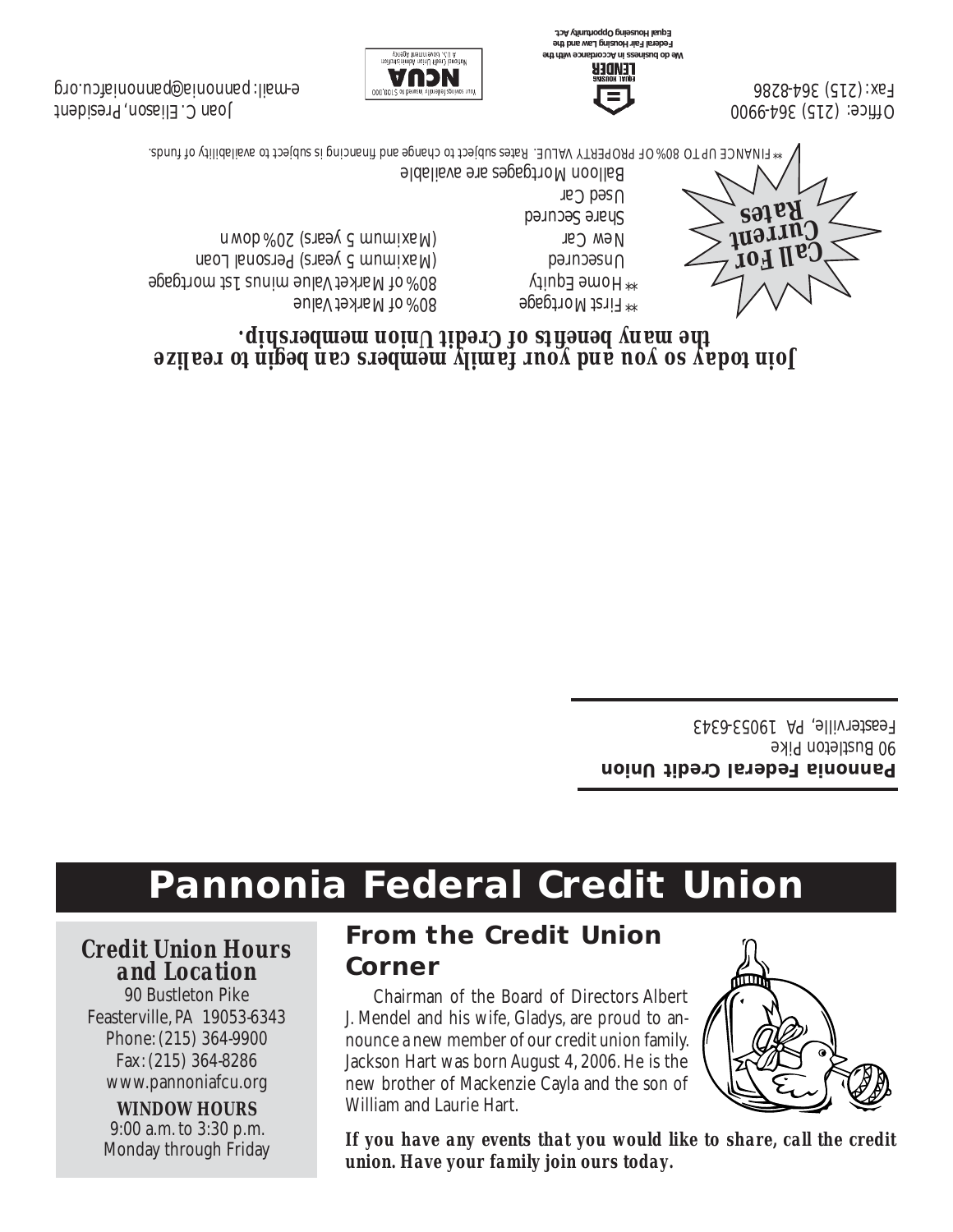Office: (215) 364-9900
Fax: (215) 364-8286

We do business in Accordance with the Federal Fair Housing Law and the Equal Housing Opportunity Act.

EQUAL HOUSING LENDER

NCUA
Your savings federally insured to $100,000
National Credit Union Administration
A U.S. Government Agency

Joan C. Eliason, President
e-mail: pannonia@pannoniafcu.org

**Join today so you and your family members can begin to realize the many benefits of Credit Union membership.**

**Call For Current Rates**

| | |
|---|---|
| ** First Mortgage | 80% of Market Value |
| ** Home Equity | 80% of Market Value minus 1st mortgage |
| Unsecured | (Maximum 5 years) Personal Loan |
| New Car | (Maximum 5 years) 20% down |
| Share Secured | |
| Used Car | |
| Balloon Mortgages are available | |

** FINANCE UP TO 80% OF PROPERTY VALUE. Rates subject to change and financing is subject to availability of funds.

**Pannonia Federal Credit Union**
90 Bustleton Pike
Feasterville, PA 19053-6343

# Pannonia Federal Credit Union

## Credit Union Hours and Location

90 Bustleton Pike
Feasterville, PA 19053-6343
Phone: (215) 364-9900
Fax: (215) 364-8286
www.pannoniafcu.org

**WINDOW HOURS**
9:00 a.m. to 3:30 p.m.
Monday through Friday

## From the Credit Union Corner

Chairman of the Board of Directors Albert J. Mendel and his wife, Gladys, are proud to announce a new member of our credit union family. Jackson Hart was born August 4, 2006. He is the new brother of Mackenzie Cayla and the son of William and Laurie Hart.

***If you have any events that you would like to share, call the credit union. Have your family join ours today.***